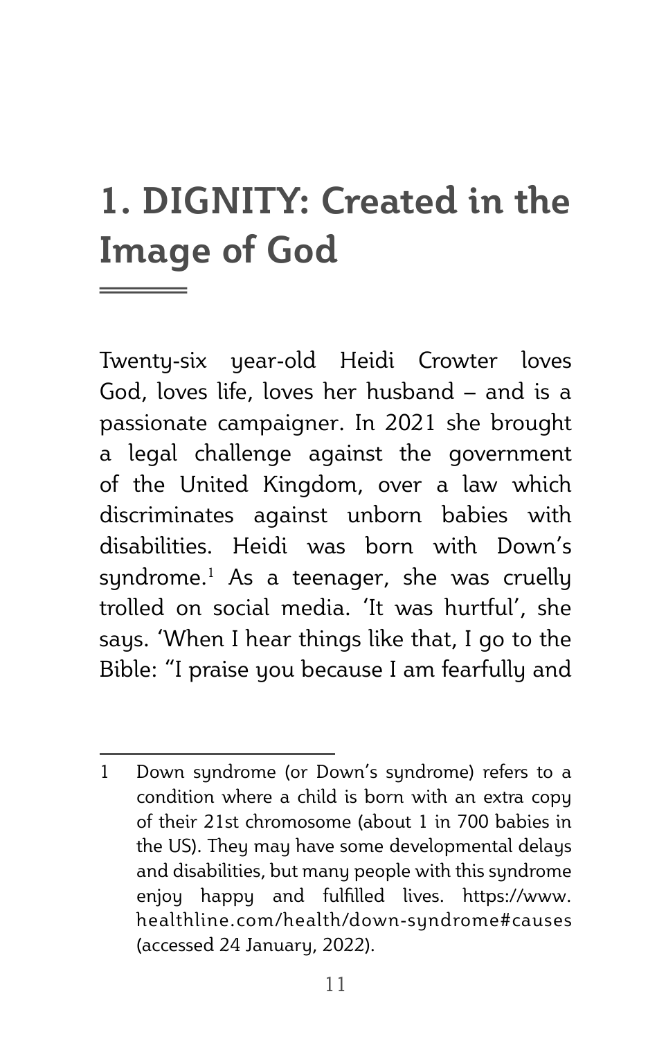# 1. DIGNITY: Created in the Image of God

Twenty-six year-old Heidi Crowter loves God, loves life, loves her husband – and is a passionate campaigner. In 2021 she brought a legal challenge against the government of the United Kingdom, over a law which discriminates against unborn babies with disabilities. Heidi was born with Down's syndrome.[1] As a teenager, she was cruelly trolled on social media. 'It was hurtful', she says. 'When I hear things like that, I go to the Bible: "I praise you because I am fearfully and

---

1 Down syndrome (or Down's syndrome) refers to a condition where a child is born with an extra copy of their 21st chromosome (about 1 in 700 babies in the US). They may have some developmental delays and disabilities, but many people with this syndrome enjoy happy and fulfilled lives. https://www.healthline.com/health/down-syndrome#causes (accessed 24 January, 2022).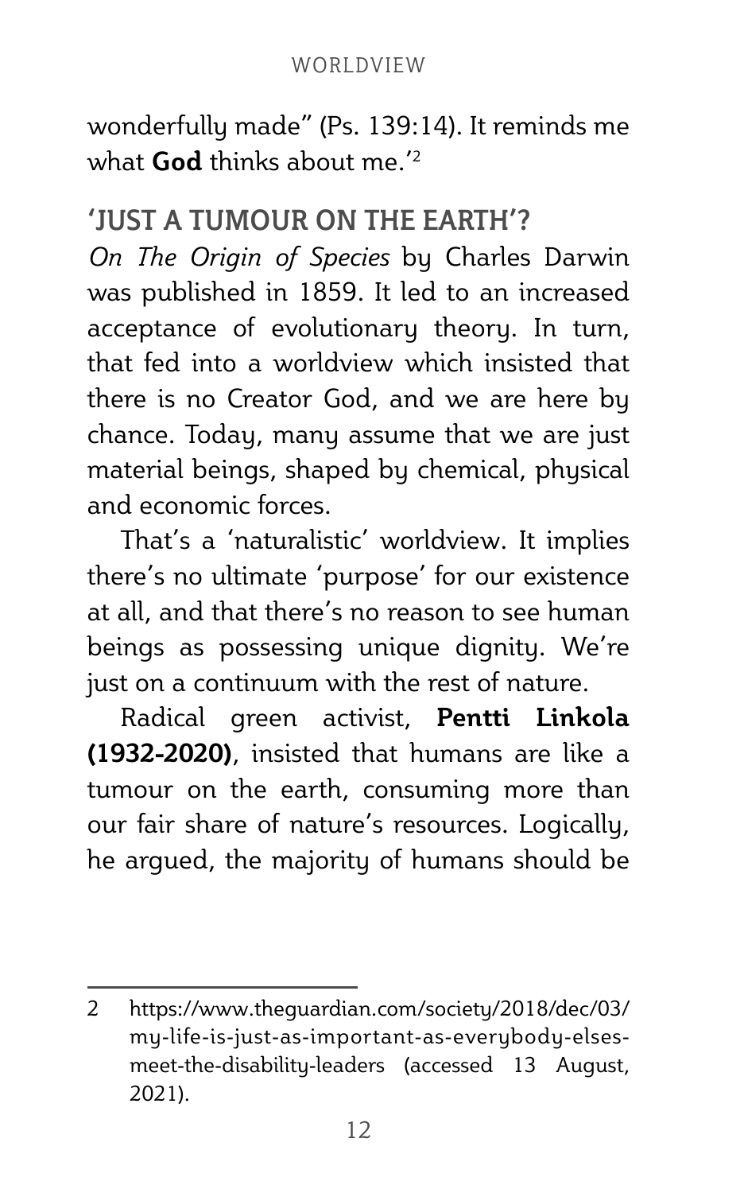wonderfully made" (Ps. 139:14). It reminds me what **God** thinks about me.'[2]

## 'JUST A TUMOUR ON THE EARTH'?

*On The Origin of Species* by Charles Darwin was published in 1859. It led to an increased acceptance of evolutionary theory. In turn, that fed into a worldview which insisted that there is no Creator God, and we are here by chance. Today, many assume that we are just material beings, shaped by chemical, physical and economic forces.

That's a 'naturalistic' worldview. It implies there's no ultimate 'purpose' for our existence at all, and that there's no reason to see human beings as possessing unique dignity. We're just on a continuum with the rest of nature.

Radical green activist, **Pentti Linkola (1932-2020)**, insisted that humans are like a tumour on the earth, consuming more than our fair share of nature's resources. Logically, he argued, the majority of humans should be

---

2 https://www.theguardian.com/society/2018/dec/03/my-life-is-just-as-important-as-everybody-elses-meet-the-disability-leaders (accessed 13 August, 2021).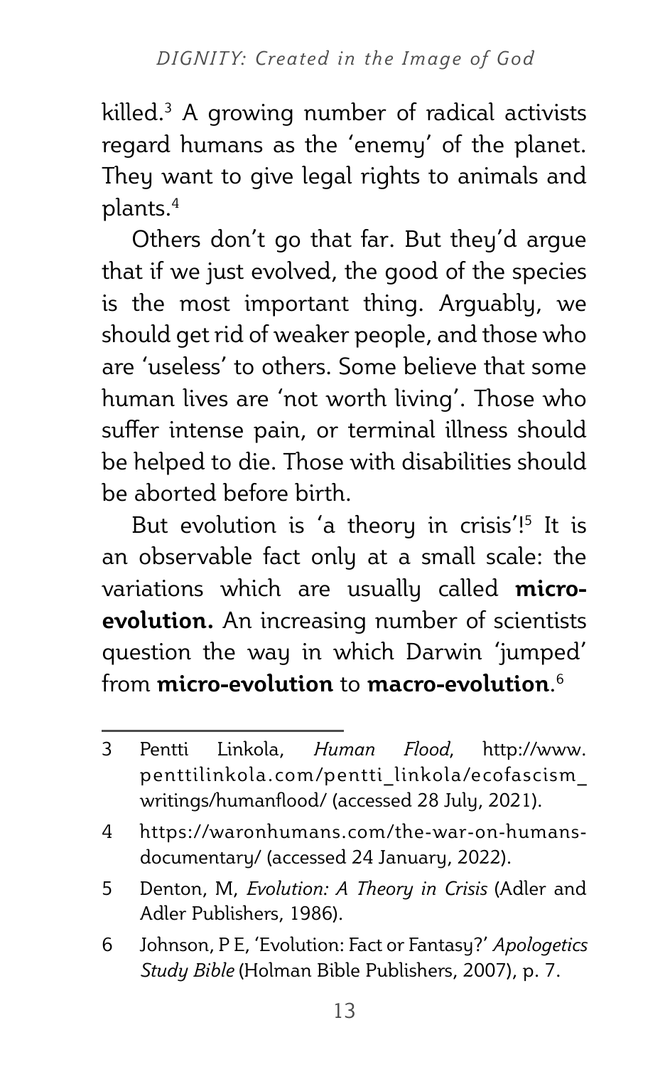killed.[3] A growing number of radical activists regard humans as the 'enemy' of the planet. They want to give legal rights to animals and plants.[4]

Others don't go that far. But they'd argue that if we just evolved, the good of the species is the most important thing. Arguably, we should get rid of weaker people, and those who are 'useless' to others. Some believe that some human lives are 'not worth living'. Those who suffer intense pain, or terminal illness should be helped to die. Those with disabilities should be aborted before birth.

But evolution is 'a theory in crisis'![5] It is an observable fact only at a small scale: the variations which are usually called **micro-evolution.** An increasing number of scientists question the way in which Darwin 'jumped' from **micro-evolution** to **macro-evolution**.[6]

---

3 Pentti Linkola, *Human Flood*, http://www.penttilinkola.com/pentti_linkola/ecofascism_writings/humanflood/ (accessed 28 July, 2021).

4 https://waronhumans.com/the-war-on-humans-documentary/ (accessed 24 January, 2022).

5 Denton, M, *Evolution: A Theory in Crisis* (Adler and Adler Publishers, 1986).

6 Johnson, P E, 'Evolution: Fact or Fantasy?' *Apologetics Study Bible* (Holman Bible Publishers, 2007), p. 7.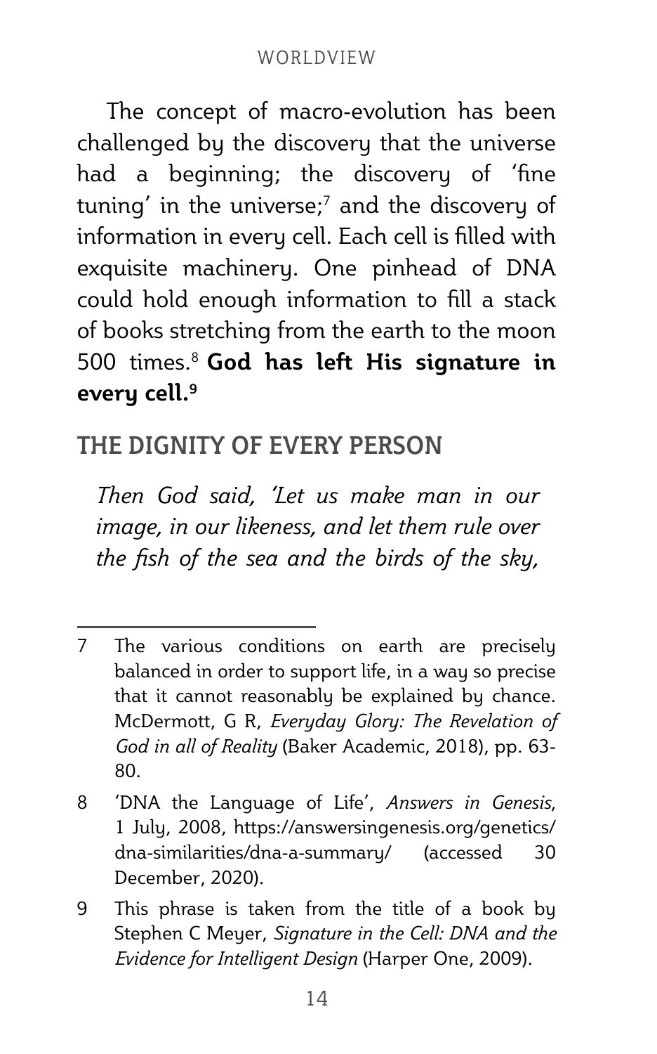The concept of macro-evolution has been challenged by the discovery that the universe had a beginning; the discovery of 'fine tuning' in the universe;[7] and the discovery of information in every cell. Each cell is filled with exquisite machinery. One pinhead of DNA could hold enough information to fill a stack of books stretching from the earth to the moon 500 times.[8] **God has left His signature in every cell.[9]**

## THE DIGNITY OF EVERY PERSON

*Then God said, 'Let us make man in our image, in our likeness, and let them rule over the fish of the sea and the birds of the sky,*

---

7 The various conditions on earth are precisely balanced in order to support life, in a way so precise that it cannot reasonably be explained by chance. McDermott, G R, *Everyday Glory: The Revelation of God in all of Reality* (Baker Academic, 2018), pp. 63-80.

8 'DNA the Language of Life', *Answers in Genesis*, 1 July, 2008, https://answersingenesis.org/genetics/dna-similarities/dna-a-summary/ (accessed 30 December, 2020).

9 This phrase is taken from the title of a book by Stephen C Meyer, *Signature in the Cell: DNA and the Evidence for Intelligent Design* (Harper One, 2009).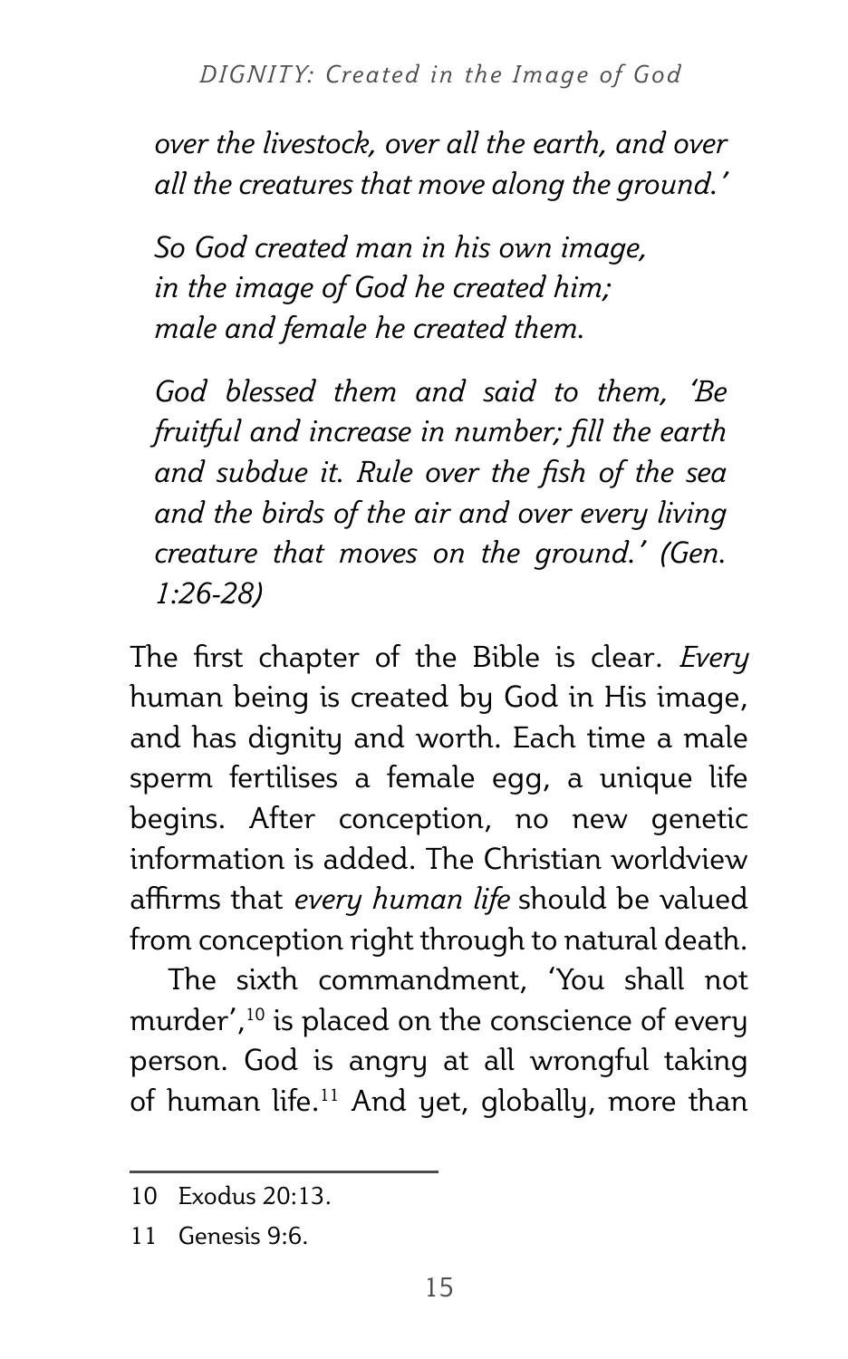*over the livestock, over all the earth, and over all the creatures that move along the ground.'*

*So God created man in his own image,*
*in the image of God he created him;*
*male and female he created them.*

*God blessed them and said to them, 'Be fruitful and increase in number; fill the earth and subdue it. Rule over the fish of the sea and the birds of the air and over every living creature that moves on the ground.' (Gen. 1:26-28)*

The first chapter of the Bible is clear. *Every* human being is created by God in His image, and has dignity and worth. Each time a male sperm fertilises a female egg, a unique life begins. After conception, no new genetic information is added. The Christian worldview affirms that *every human life* should be valued from conception right through to natural death.

The sixth commandment, 'You shall not murder',[10] is placed on the conscience of every person. God is angry at all wrongful taking of human life.[11] And yet, globally, more than

---

10 Exodus 20:13.

11 Genesis 9:6.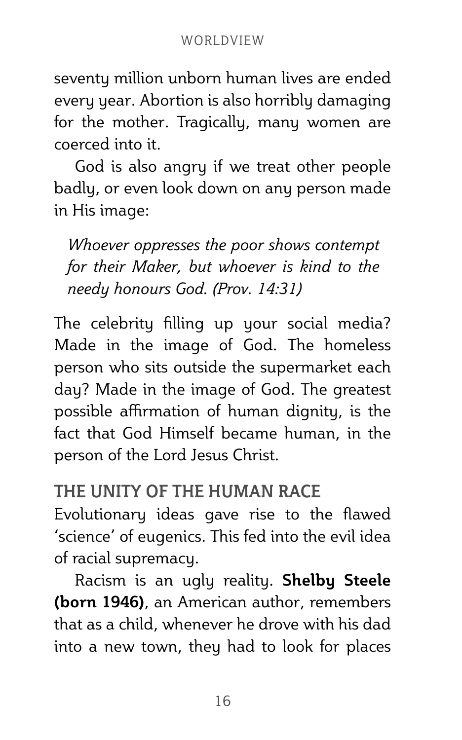seventy million unborn human lives are ended every year. Abortion is also horribly damaging for the mother. Tragically, many women are coerced into it.

God is also angry if we treat other people badly, or even look down on any person made in His image:

> *Whoever oppresses the poor shows contempt for their Maker, but whoever is kind to the needy honours God. (Prov. 14:31)*

The celebrity filling up your social media? Made in the image of God. The homeless person who sits outside the supermarket each day? Made in the image of God. The greatest possible affirmation of human dignity, is the fact that God Himself became human, in the person of the Lord Jesus Christ.

## THE UNITY OF THE HUMAN RACE

Evolutionary ideas gave rise to the flawed 'science' of eugenics. This fed into the evil idea of racial supremacy.

Racism is an ugly reality. **Shelby Steele (born 1946)**, an American author, remembers that as a child, whenever he drove with his dad into a new town, they had to look for places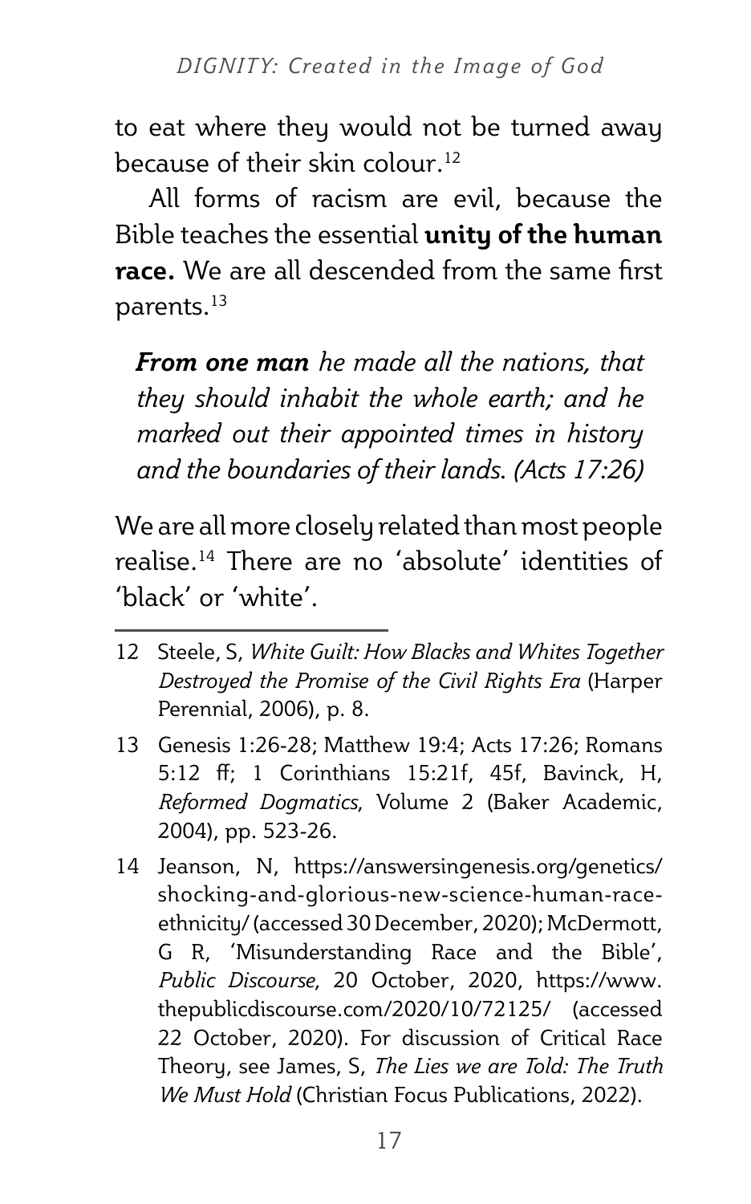to eat where they would not be turned away because of their skin colour.[12]

All forms of racism are evil, because the Bible teaches the essential **unity of the human race.** We are all descended from the same first parents.[13]

> ***From one man** he made all the nations, that they should inhabit the whole earth; and he marked out their appointed times in history and the boundaries of their lands. (Acts 17:26)*

We are all more closely related than most people realise.[14] There are no 'absolute' identities of 'black' or 'white'.

---

12 Steele, S, *White Guilt: How Blacks and Whites Together Destroyed the Promise of the Civil Rights Era* (Harper Perennial, 2006), p. 8.

13 Genesis 1:26-28; Matthew 19:4; Acts 17:26; Romans 5:12 ff; 1 Corinthians 15:21f, 45f, Bavinck, H, *Reformed Dogmatics*, Volume 2 (Baker Academic, 2004), pp. 523-26.

14 Jeanson, N, https://answersingenesis.org/genetics/shocking-and-glorious-new-science-human-race-ethnicity/ (accessed 30 December, 2020); McDermott, G R, 'Misunderstanding Race and the Bible', *Public Discourse*, 20 October, 2020, https://www.thepublicdiscourse.com/2020/10/72125/ (accessed 22 October, 2020). For discussion of Critical Race Theory, see James, S, *The Lies we are Told: The Truth We Must Hold* (Christian Focus Publications, 2022).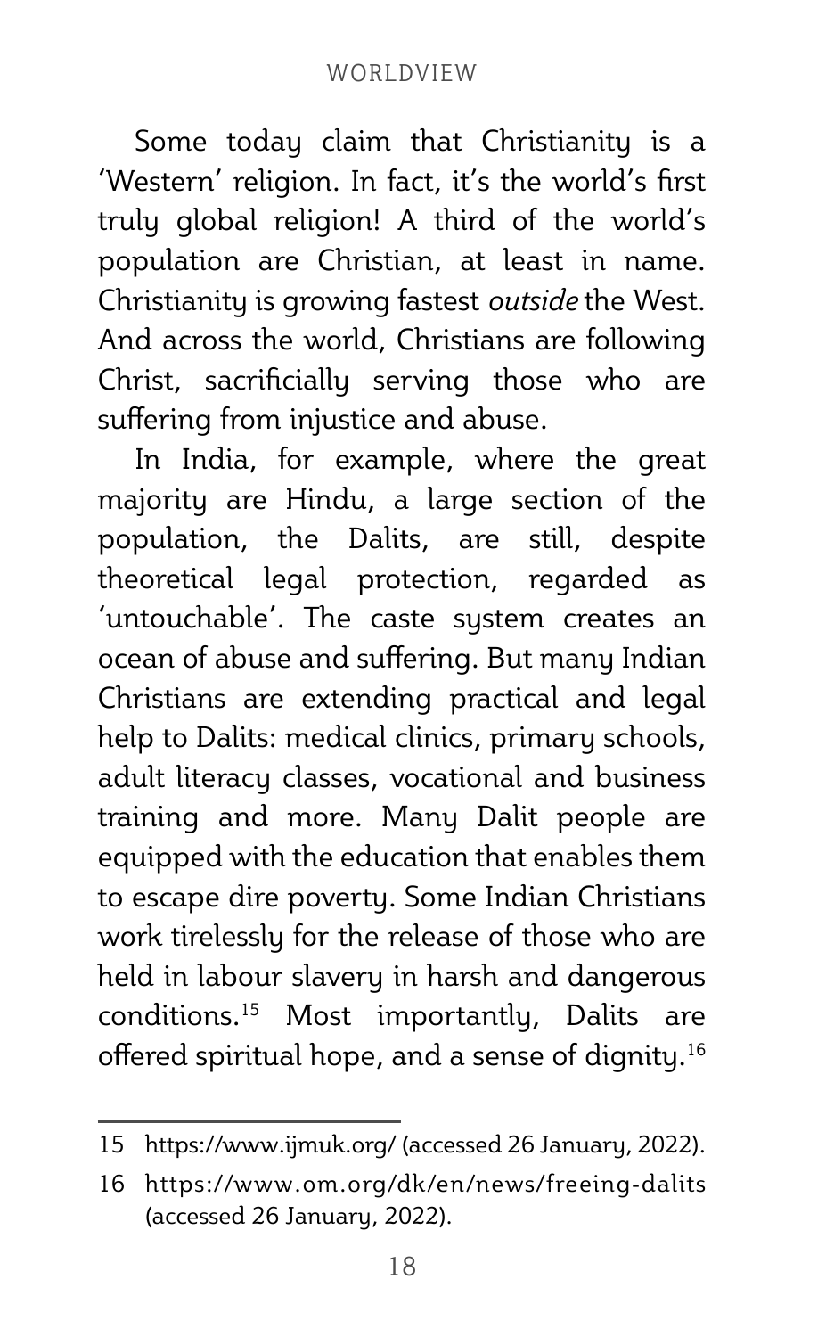Some today claim that Christianity is a 'Western' religion. In fact, it's the world's first truly global religion! A third of the world's population are Christian, at least in name. Christianity is growing fastest *outside* the West. And across the world, Christians are following Christ, sacrificially serving those who are suffering from injustice and abuse.

In India, for example, where the great majority are Hindu, a large section of the population, the Dalits, are still, despite theoretical legal protection, regarded as 'untouchable'. The caste system creates an ocean of abuse and suffering. But many Indian Christians are extending practical and legal help to Dalits: medical clinics, primary schools, adult literacy classes, vocational and business training and more. Many Dalit people are equipped with the education that enables them to escape dire poverty. Some Indian Christians work tirelessly for the release of those who are held in labour slavery in harsh and dangerous conditions.[15] Most importantly, Dalits are offered spiritual hope, and a sense of dignity.[16]

---

15 https://www.ijmuk.org/ (accessed 26 January, 2022).

16 https://www.om.org/dk/en/news/freeing-dalits (accessed 26 January, 2022).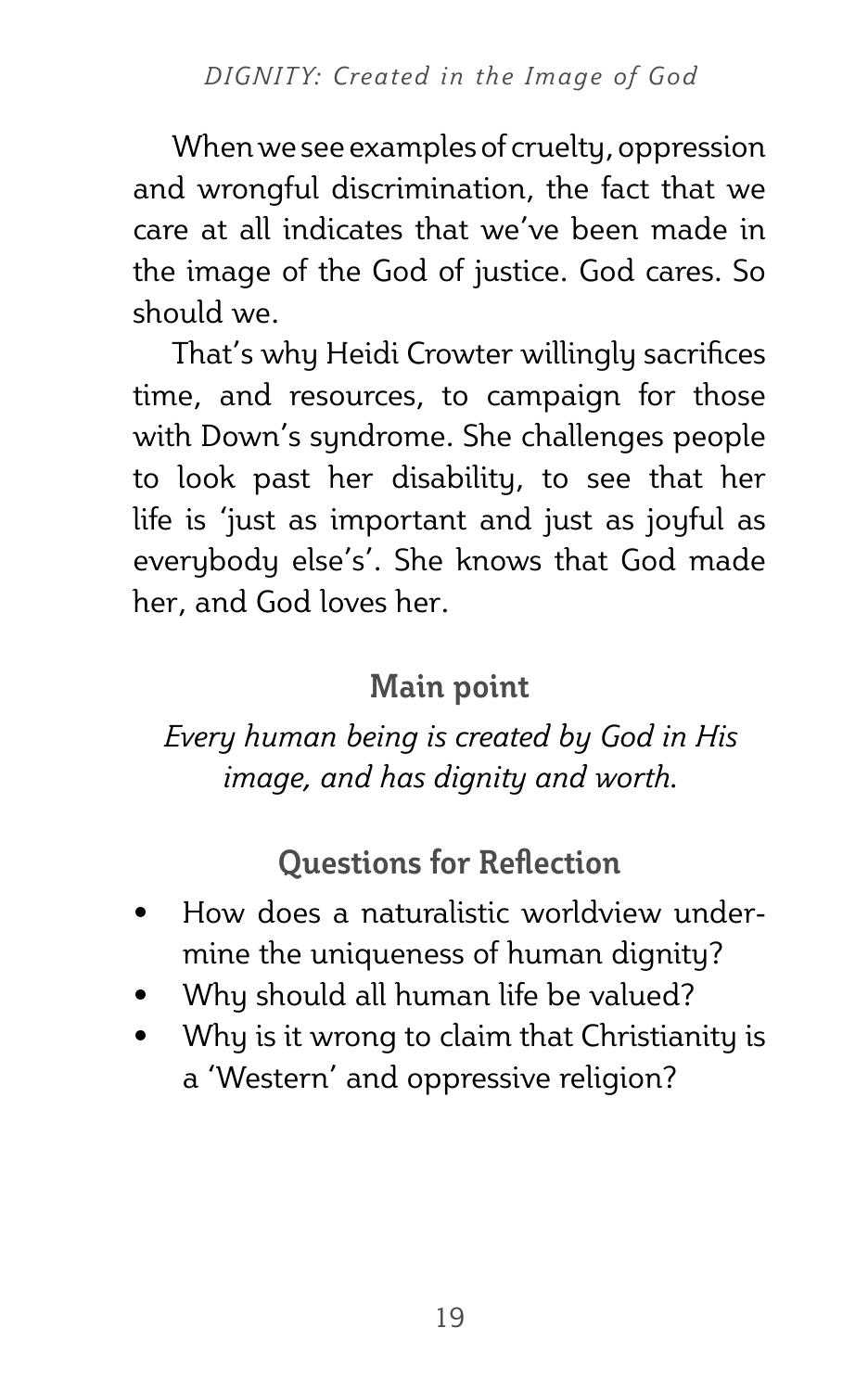When we see examples of cruelty, oppression and wrongful discrimination, the fact that we care at all indicates that we've been made in the image of the God of justice. God cares. So should we.

That's why Heidi Crowter willingly sacrifices time, and resources, to campaign for those with Down's syndrome. She challenges people to look past her disability, to see that her life is 'just as important and just as joyful as everybody else's'. She knows that God made her, and God loves her.

## Main point

*Every human being is created by God in His image, and has dignity and worth.*

## Questions for Reflection

- How does a naturalistic worldview undermine the uniqueness of human dignity?
- Why should all human life be valued?
- Why is it wrong to claim that Christianity is a 'Western' and oppressive religion?